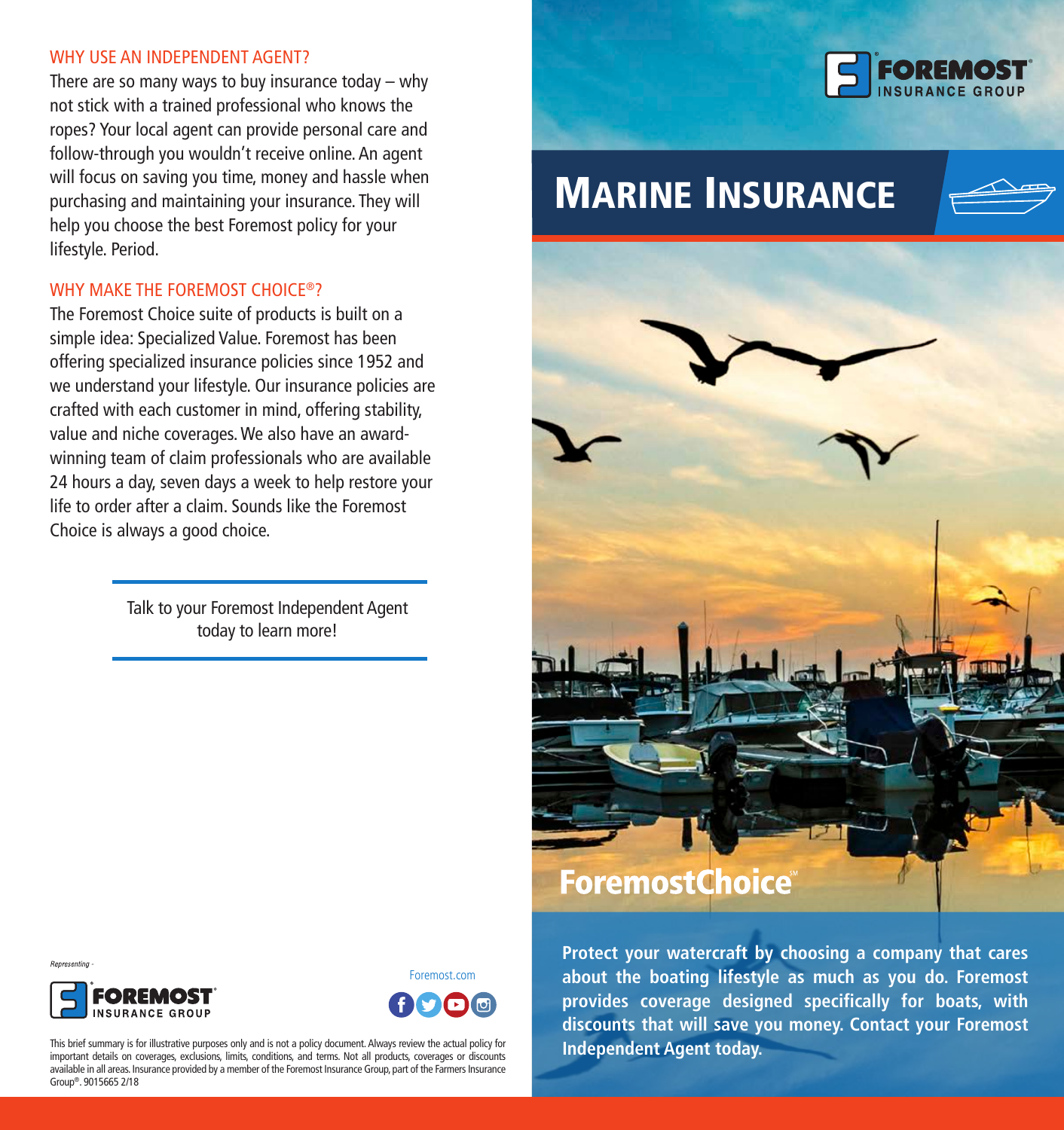## WHY USE AN INDEPENDENT AGENT?

There are so many ways to buy insurance today – why not stick with a trained professional who knows the ropes? Your local agent can provide personal care and follow-through you wouldn't receive online. An agent will focus on saving you time, money and hassle when purchasing and maintaining your insurance. They will help you choose the best Foremost policy for your lifestyle. Period.

## WHY MAKE THE FOREMOST CHOICE®?

The Foremost Choice suite of products is built on a simple idea: Specialized Value. Foremost has been offering specialized insurance policies since 1952 and we understand your lifestyle. Our insurance policies are crafted with each customer in mind, offering stability, value and niche coverages. We also have an award-winning team of claim professionals who are available 24 hours a day, seven days a week to help restore your life to order after a claim. Sounds like the Foremost Choice is always a good choice.

Talk to your Foremost Independent Agent today to learn more!

*Representing -*

FOREMOST® INSURANCE GROUP

Foremost.com

This brief summary is for illustrative purposes only and is not a policy document. Always review the actual policy for important details on coverages, exclusions, limits, conditions, and terms. Not all products, coverages or discounts available in all areas. Insurance provided by a member of the Foremost Insurance Group, part of the Farmers Insurance Group®. 9015665 2/18

FOREMOST® INSURANCE GROUP

# MARINE INSURANCE

ForemostChoice℠

**Protect your watercraft by choosing a company that cares about the boating lifestyle as much as you do. Foremost provides coverage designed specifically for boats, with discounts that will save you money. Contact your Foremost Independent Agent today.**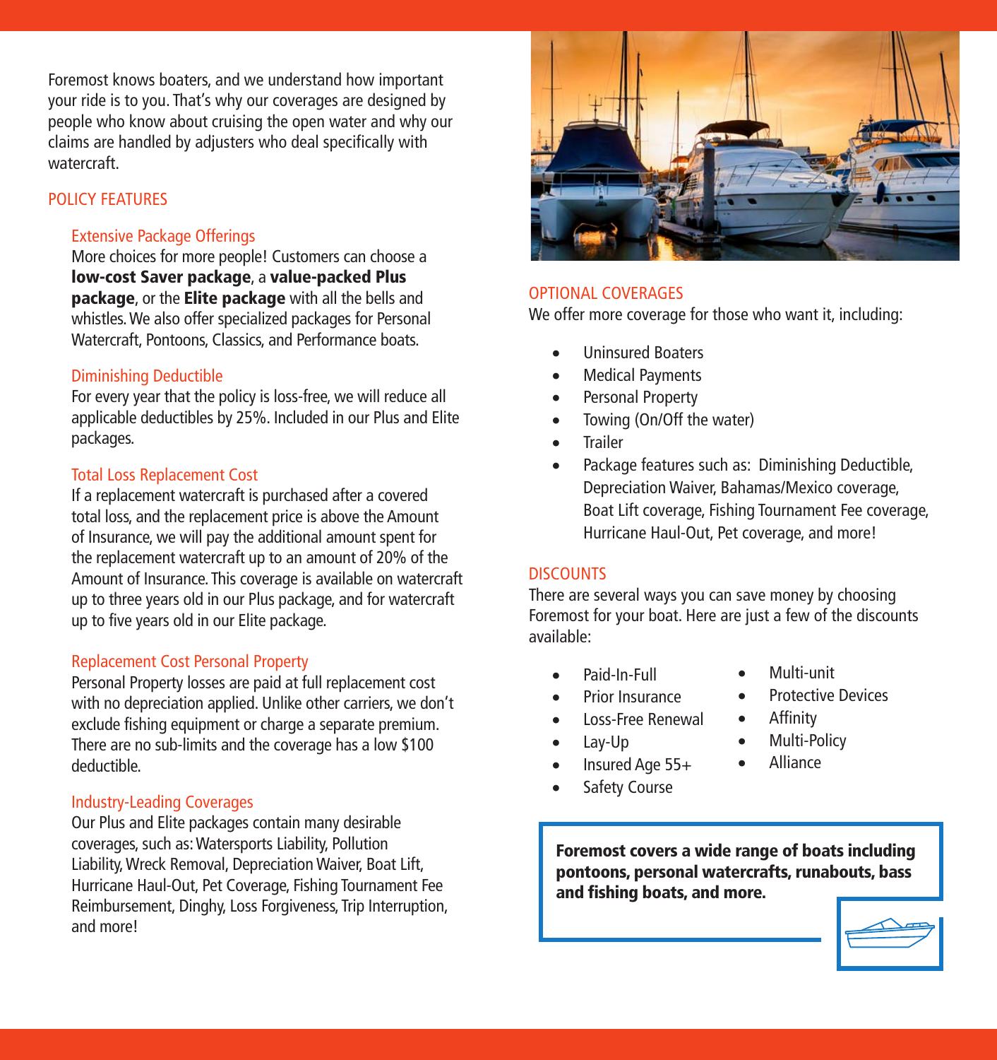Foremost knows boaters, and we understand how important your ride is to you. That's why our coverages are designed by people who know about cruising the open water and why our claims are handled by adjusters who deal specifically with watercraft.

## POLICY FEATURES

### Extensive Package Offerings

More choices for more people! Customers can choose a **low-cost Saver package**, a **value-packed Plus package**, or the **Elite package** with all the bells and whistles. We also offer specialized packages for Personal Watercraft, Pontoons, Classics, and Performance boats.

### Diminishing Deductible

For every year that the policy is loss-free, we will reduce all applicable deductibles by 25%. Included in our Plus and Elite packages.

### Total Loss Replacement Cost

If a replacement watercraft is purchased after a covered total loss, and the replacement price is above the Amount of Insurance, we will pay the additional amount spent for the replacement watercraft up to an amount of 20% of the Amount of Insurance. This coverage is available on watercraft up to three years old in our Plus package, and for watercraft up to five years old in our Elite package.

### Replacement Cost Personal Property

Personal Property losses are paid at full replacement cost with no depreciation applied. Unlike other carriers, we don't exclude fishing equipment or charge a separate premium. There are no sub-limits and the coverage has a low $100 deductible.

### Industry-Leading Coverages

Our Plus and Elite packages contain many desirable coverages, such as: Watersports Liability, Pollution Liability, Wreck Removal, Depreciation Waiver, Boat Lift, Hurricane Haul-Out, Pet Coverage, Fishing Tournament Fee Reimbursement, Dinghy, Loss Forgiveness, Trip Interruption, and more!

## OPTIONAL COVERAGES

We offer more coverage for those who want it, including:

- Uninsured Boaters
- Medical Payments
- Personal Property
- Towing (On/Off the water)
- Trailer
- Package features such as: Diminishing Deductible, Depreciation Waiver, Bahamas/Mexico coverage, Boat Lift coverage, Fishing Tournament Fee coverage, Hurricane Haul-Out, Pet coverage, and more!

## DISCOUNTS

There are several ways you can save money by choosing Foremost for your boat. Here are just a few of the discounts available:

- Paid-In-Full
- Prior Insurance
- Loss-Free Renewal
- Lay-Up
- Insured Age 55+
- Safety Course
- Multi-unit
- Protective Devices
- Affinity
- Multi-Policy
- Alliance

**Foremost covers a wide range of boats including pontoons, personal watercrafts, runabouts, bass and fishing boats, and more.**